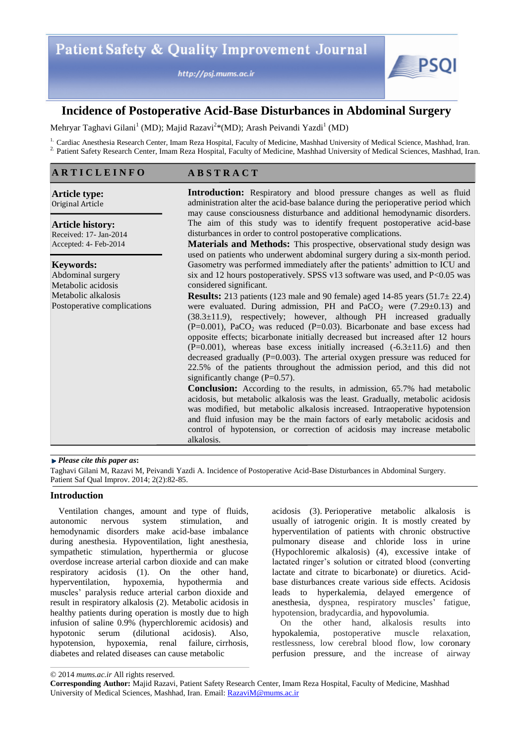# Incidence of Postoperative Acid-Base Disturbances in Abdominal Surgery

Mehryar Taghavi Gilani[1] (MD); Majid Razavi[2]*(MD); Arash Peivandi Yazdi[1] (MD)

[1] Cardiac Anesthesia Research Center, Imam Reza Hospital, Faculty of Medicine, Mashhad University of Medical Science, Mashhad, Iran.
[2] Patient Safety Research Center, Imam Reza Hospital, Faculty of Medicine, Mashhad University of Medical Sciences, Mashhad, Iran.

## ARTICLE INFO

**Article type:**
Original Article

**Article history:**
Received: 17- Jan-2014
Accepted: 4- Feb-2014

**Keywords:**
Abdominal surgery
Metabolic acidosis
Metabolic alkalosis
Postoperative complications

## ABSTRACT

**Introduction:** Respiratory and blood pressure changes as well as fluid administration alter the acid-base balance during the perioperative period which may cause consciousness disturbance and additional hemodynamic disorders. The aim of this study was to identify frequent postoperative acid-base disturbances in order to control postoperative complications.

**Materials and Methods:** This prospective, observational study design was used on patients who underwent abdominal surgery during a six-month period. Gasometry was performed immediately after the patients' admittion to ICU and six and 12 hours postoperatively. SPSS v13 software was used, and P<0.05 was considered significant.

**Results:** 213 patients (123 male and 90 female) aged 14-85 years (51.7± 22.4) were evaluated. During admission, PH and $PaCO_2$ were (7.29±0.13) and (38.3±11.9), respectively; however, although PH increased gradually (P=0.001), $PaCO_2$ was reduced (P=0.03). Bicarbonate and base excess had opposite effects; bicarbonate initially decreased but increased after 12 hours (P=0.001), whereas base excess initially increased (-6.3±11.6) and then decreased gradually (P=0.003). The arterial oxygen pressure was reduced for 22.5% of the patients throughout the admission period, and this did not significantly change (P=0.57).

**Conclusion:** According to the results, in admission, 65.7% had metabolic acidosis, but metabolic alkalosis was the least. Gradually, metabolic acidosis was modified, but metabolic alkalosis increased. Intraoperative hypotension and fluid infusion may be the main factors of early metabolic acidosis and control of hypotension, or correction of acidosis may increase metabolic alkalosis.

► ***Please cite this paper as*:**
Taghavi Gilani M, Razavi M, Peivandi Yazdi A. Incidence of Postoperative Acid-Base Disturbances in Abdominal Surgery. Patient Saf Qual Improv. 2014; 2(2):82-85.

## Introduction

Ventilation changes, amount and type of fluids, autonomic nervous system stimulation, and hemodynamic disorders make acid-base imbalance during anesthesia. Hypoventilation, light anesthesia, sympathetic stimulation, hyperthermia or glucose overdose increase arterial carbon dioxide and can make respiratory acidosis (1). On the other hand, hyperventilation, hypoxemia, hypothermia and muscles' paralysis reduce arterial carbon dioxide and result in respiratory alkalosis (2). Metabolic acidosis in healthy patients during operation is mostly due to high infusion of saline 0.9% (hyperchloremic acidosis) and hypotonic serum (dilutional acidosis). Also, hypotension, hypoxemia, renal failure, cirrhosis, diabetes and related diseases can cause metabolic acidosis (3). Perioperative metabolic alkalosis is usually of iatrogenic origin. It is mostly created by hyperventilation of patients with chronic obstructive pulmonary disease and chloride loss in urine (Hypochloremic alkalosis) (4), excessive intake of lactated ringer's solution or citrated blood (converting lactate and citrate to bicarbonate) or diuretics. Acid-base disturbances create various side effects. Acidosis leads to hyperkalemia, delayed emergence of anesthesia, dyspnea, respiratory muscles' fatigue, hypotension, bradycardia, and hypovolumia.

On the other hand, alkalosis results into hypokalemia, postoperative muscle relaxation, restlessness, low cerebral blood flow, low coronary perfusion pressure, and the increase of airway

© 2014 *mums.ac.ir* All rights reserved.
**Corresponding Author:** Majid Razavi, Patient Safety Research Center, Imam Reza Hospital, Faculty of Medicine, Mashhad University of Medical Sciences, Mashhad, Iran. Email: RazaviM@mums.ac.ir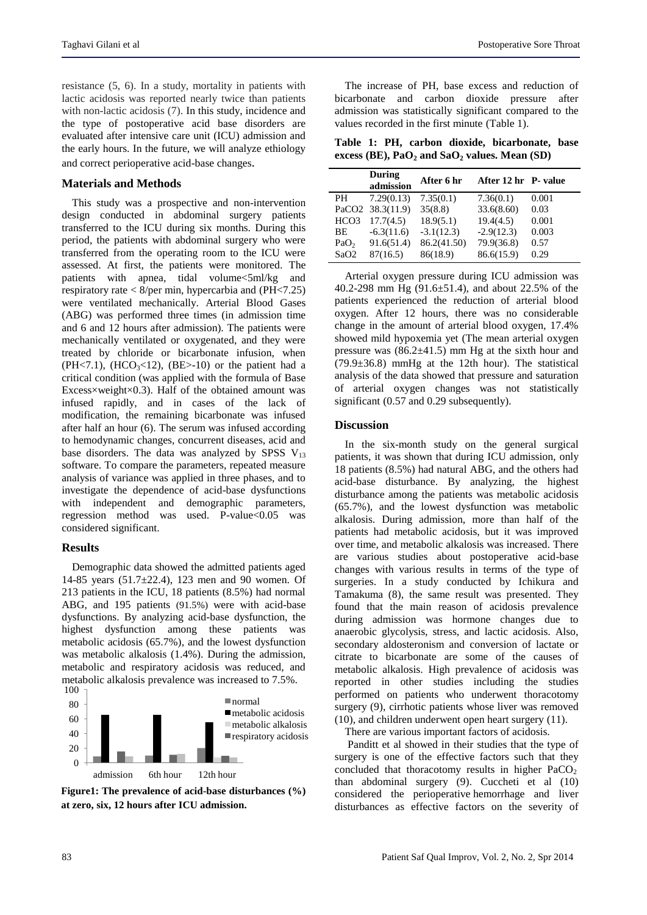resistance (5, 6). In a study, mortality in patients with lactic acidosis was reported nearly twice than patients with non-lactic acidosis (7). In this study, incidence and the type of postoperative acid base disorders are evaluated after intensive care unit (ICU) admission and the early hours. In the future, we will analyze ethiology and correct perioperative acid-base changes.

## Materials and Methods

This study was a prospective and non-intervention design conducted in abdominal surgery patients transferred to the ICU during six months. During this period, the patients with abdominal surgery who were transferred from the operating room to the ICU were assessed. At first, the patients were monitored. The patients with apnea, tidal volume<5ml/kg and respiratory rate < 8/per min, hypercarbia and (PH<7.25) were ventilated mechanically. Arterial Blood Gases (ABG) was performed three times (in admission time and 6 and 12 hours after admission). The patients were mechanically ventilated or oxygenated, and they were treated by chloride or bicarbonate infusion, when (PH<7.1), ($HCO_3$<12), (BE>-10) or the patient had a critical condition (was applied with the formula of Base Excess×weight×0.3). Half of the obtained amount was infused rapidly, and in cases of the lack of modification, the remaining bicarbonate was infused after half an hour (6). The serum was infused according to hemodynamic changes, concurrent diseases, acid and base disorders. The data was analyzed by SPSS $V_{13}$ software. To compare the parameters, repeated measure analysis of variance was applied in three phases, and to investigate the dependence of acid-base dysfunctions with independent and demographic parameters, regression method was used. P-value<0.05 was considered significant.

## Results

Demographic data showed the admitted patients aged 14-85 years (51.7±22.4), 123 men and 90 women. Of 213 patients in the ICU, 18 patients (8.5%) had normal ABG, and 195 patients (91.5%) were with acid-base dysfunctions. By analyzing acid-base dysfunction, the highest dysfunction among these patients was metabolic acidosis (65.7%), and the lowest dysfunction was metabolic alkalosis (1.4%). During the admission, metabolic and respiratory acidosis was reduced, and metabolic alkalosis prevalence was increased to 7.5%.

**Figure1: The prevalence of acid-base disturbances (%) at zero, six, 12 hours after ICU admission.**

The increase of PH, base excess and reduction of bicarbonate and carbon dioxide pressure after admission was statistically significant compared to the values recorded in the first minute (Table 1).

**Table 1: PH, carbon dioxide, bicarbonate, base excess (BE), $PaO_2$ and $SaO_2$ values. Mean (SD)**

| | During admission | After 6 hr | After 12 hr | P- value |
|---|---|---|---|---|
| PH | 7.29(0.13) | 7.35(0.1) | 7.36(0.1) | 0.001 |
| $PaCO_2$ | 38.3(11.9) | 35(8.8) | 33.6(8.60) | 0.03 |
| $HCO_3$ | 17.7(4.5) | 18.9(5.1) | 19.4(4.5) | 0.001 |
| BE | -6.3(11.6) | -3.1(12.3) | -2.9(12.3) | 0.003 |
| $PaO_2$ | 91.6(51.4) | 86.2(41.50) | 79.9(36.8) | 0.57 |
| $SaO_2$ | 87(16.5) | 86(18.9) | 86.6(15.9) | 0.29 |

Arterial oxygen pressure during ICU admission was 40.2-298 mm Hg (91.6±51.4), and about 22.5% of the patients experienced the reduction of arterial blood oxygen. After 12 hours, there was no considerable change in the amount of arterial blood oxygen, 17.4% showed mild hypoxemia yet (The mean arterial oxygen pressure was (86.2±41.5) mm Hg at the sixth hour and (79.9±36.8) mmHg at the 12th hour). The statistical analysis of the data showed that pressure and saturation of arterial oxygen changes was not statistically significant (0.57 and 0.29 subsequently).

## Discussion

In the six-month study on the general surgical patients, it was shown that during ICU admission, only 18 patients (8.5%) had natural ABG, and the others had acid-base disturbance. By analyzing, the highest disturbance among the patients was metabolic acidosis (65.7%), and the lowest dysfunction was metabolic alkalosis. During admission, more than half of the patients had metabolic acidosis, but it was improved over time, and metabolic alkalosis was increased. There are various studies about postoperative acid-base changes with various results in terms of the type of surgeries. In a study conducted by Ichikura and Tamakuma (8), the same result was presented. They found that the main reason of acidosis prevalence during admission was hormone changes due to anaerobic glycolysis, stress, and lactic acidosis. Also, secondary aldosteronism and conversion of lactate or citrate to bicarbonate are some of the causes of metabolic alkalosis. High prevalence of acidosis was reported in other studies including the studies performed on patients who underwent thoracotomy surgery (9), cirrhotic patients whose liver was removed (10), and children underwent open heart surgery (11).

There are various important factors of acidosis.

Panditt et al showed in their studies that the type of surgery is one of the effective factors such that they concluded that thoracotomy results in higher $PaCO_2$ than abdominal surgery (9). Cuccheti et al (10) considered the perioperative hemorrhage and liver disturbances as effective factors on the severity of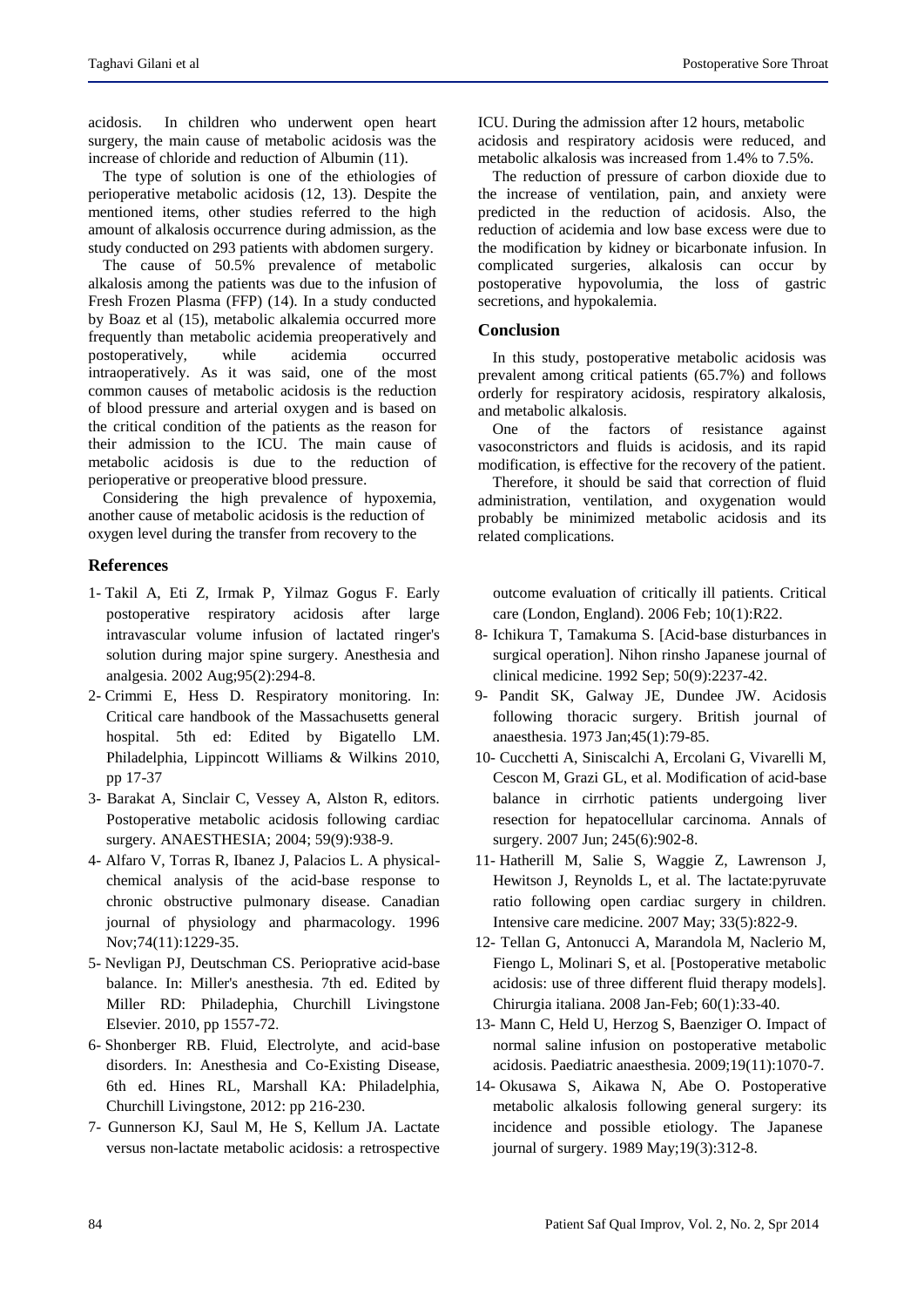acidosis. In children who underwent open heart surgery, the main cause of metabolic acidosis was the increase of chloride and reduction of Albumin (11).

The type of solution is one of the ethiologies of perioperative metabolic acidosis (12, 13). Despite the mentioned items, other studies referred to the high amount of alkalosis occurrence during admission, as the study conducted on 293 patients with abdomen surgery.

The cause of 50.5% prevalence of metabolic alkalosis among the patients was due to the infusion of Fresh Frozen Plasma (FFP) (14). In a study conducted by Boaz et al (15), metabolic alkalemia occurred more frequently than metabolic acidemia preoperatively and postoperatively, while acidemia occurred intraoperatively. As it was said, one of the most common causes of metabolic acidosis is the reduction of blood pressure and arterial oxygen and is based on the critical condition of the patients as the reason for their admission to the ICU. The main cause of metabolic acidosis is due to the reduction of perioperative or preoperative blood pressure.

Considering the high prevalence of hypoxemia, another cause of metabolic acidosis is the reduction of oxygen level during the transfer from recovery to the ICU. During the admission after 12 hours, metabolic acidosis and respiratory acidosis were reduced, and metabolic alkalosis was increased from 1.4% to 7.5%.

The reduction of pressure of carbon dioxide due to the increase of ventilation, pain, and anxiety were predicted in the reduction of acidosis. Also, the reduction of acidemia and low base excess were due to the modification by kidney or bicarbonate infusion. In complicated surgeries, alkalosis can occur by postoperative hypovolumia, the loss of gastric secretions, and hypokalemia.

## Conclusion

In this study, postoperative metabolic acidosis was prevalent among critical patients (65.7%) and follows orderly for respiratory acidosis, respiratory alkalosis, and metabolic alkalosis.

One of the factors of resistance against vasoconstrictors and fluids is acidosis, and its rapid modification, is effective for the recovery of the patient.

Therefore, it should be said that correction of fluid administration, ventilation, and oxygenation would probably be minimized metabolic acidosis and its related complications.

## References

1- Takil A, Eti Z, Irmak P, Yilmaz Gogus F. Early postoperative respiratory acidosis after large intravascular volume infusion of lactated ringer's solution during major spine surgery. Anesthesia and analgesia. 2002 Aug;95(2):294-8.

2- Crimmi E, Hess D. Respiratory monitoring. In: Critical care handbook of the Massachusetts general hospital. 5th ed: Edited by Bigatello LM. Philadelphia, Lippincott Williams & Wilkins 2010, pp 17-37

3- Barakat A, Sinclair C, Vessey A, Alston R, editors. Postoperative metabolic acidosis following cardiac surgery. ANAESTHESIA; 2004; 59(9):938-9.

4- Alfaro V, Torras R, Ibanez J, Palacios L. A physical-chemical analysis of the acid-base response to chronic obstructive pulmonary disease. Canadian journal of physiology and pharmacology. 1996 Nov;74(11):1229-35.

5- Nevligan PJ, Deutschman CS. Perioprative acid-base balance. In: Miller's anesthesia. 7th ed. Edited by Miller RD: Philadephia, Churchill Livingstone Elsevier. 2010, pp 1557-72.

6- Shonberger RB. Fluid, Electrolyte, and acid-base disorders. In: Anesthesia and Co-Existing Disease, 6th ed. Hines RL, Marshall KA: Philadelphia, Churchill Livingstone, 2012: pp 216-230.

7- Gunnerson KJ, Saul M, He S, Kellum JA. Lactate versus non-lactate metabolic acidosis: a retrospective outcome evaluation of critically ill patients. Critical care (London, England). 2006 Feb; 10(1):R22.

8- Ichikura T, Tamakuma S. [Acid-base disturbances in surgical operation]. Nihon rinsho Japanese journal of clinical medicine. 1992 Sep; 50(9):2237-42.

9- Pandit SK, Galway JE, Dundee JW. Acidosis following thoracic surgery. British journal of anaesthesia. 1973 Jan;45(1):79-85.

10- Cucchetti A, Siniscalchi A, Ercolani G, Vivarelli M, Cescon M, Grazi GL, et al. Modification of acid-base balance in cirrhotic patients undergoing liver resection for hepatocellular carcinoma. Annals of surgery. 2007 Jun; 245(6):902-8.

11- Hatherill M, Salie S, Waggie Z, Lawrenson J, Hewitson J, Reynolds L, et al. The lactate:pyruvate ratio following open cardiac surgery in children. Intensive care medicine. 2007 May; 33(5):822-9.

12- Tellan G, Antonucci A, Marandola M, Naclerio M, Fiengo L, Molinari S, et al. [Postoperative metabolic acidosis: use of three different fluid therapy models]. Chirurgia italiana. 2008 Jan-Feb; 60(1):33-40.

13- Mann C, Held U, Herzog S, Baenziger O. Impact of normal saline infusion on postoperative metabolic acidosis. Paediatric anaesthesia. 2009;19(11):1070-7.

14- Okusawa S, Aikawa N, Abe O. Postoperative metabolic alkalosis following general surgery: its incidence and possible etiology. The Japanese journal of surgery. 1989 May;19(3):312-8.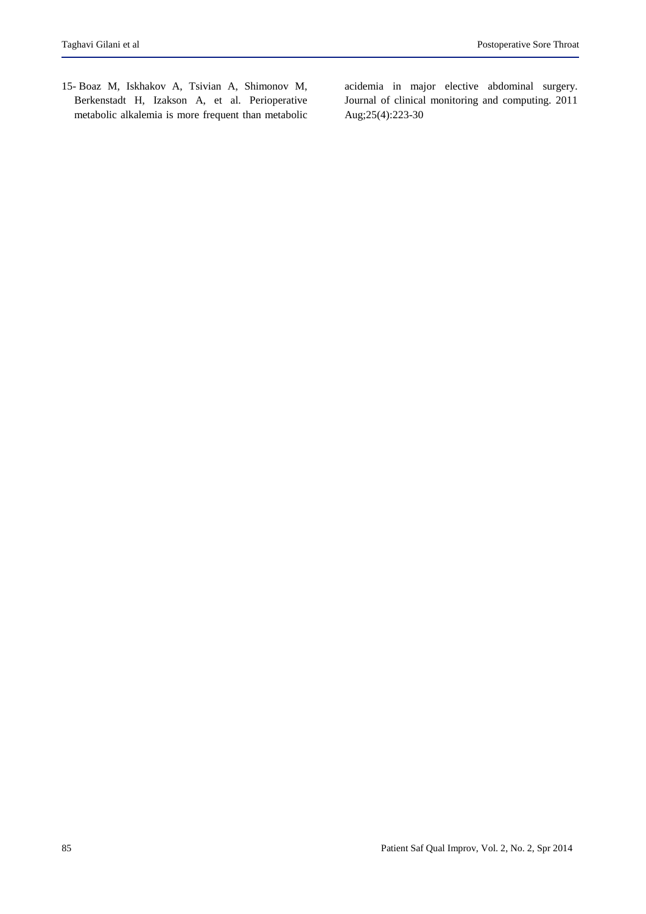15- Boaz M, Iskhakov A, Tsivian A, Shimonov M, Berkenstadt H, Izakson A, et al. Perioperative metabolic alkalemia is more frequent than metabolic acidemia in major elective abdominal surgery. Journal of clinical monitoring and computing. 2011 Aug;25(4):223-30